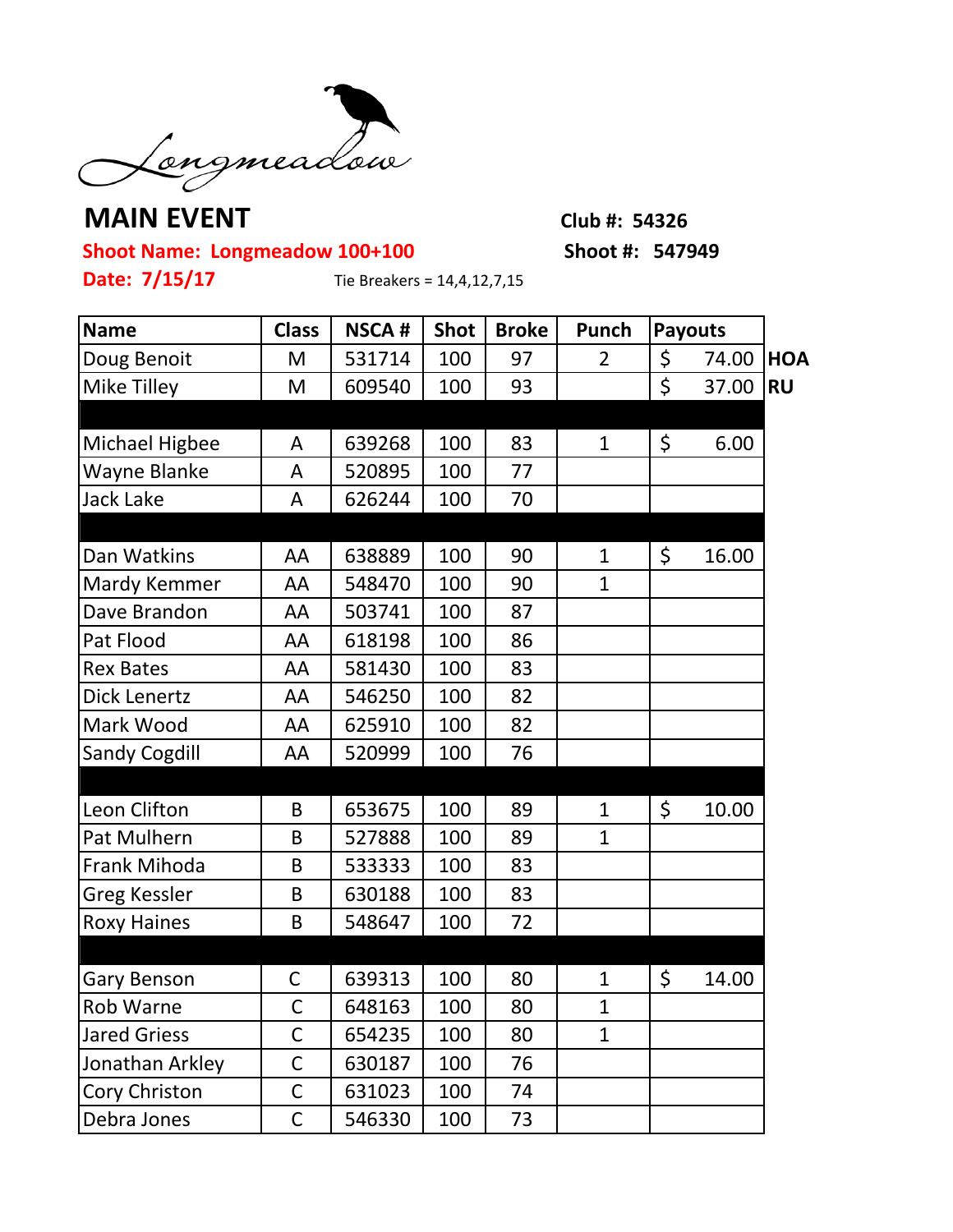Longmeadow

# MAIN EVENT

**Club #: 54326**

**Shoot Name: Longmeadow 100+100**

**Shoot #: 547949**

**Date: 7/15/17**

Tie Breakers = 14,4,12,7,15

| Name | Class | NSCA # | Shot | Broke | Punch | Payouts | |
|---|---|---|---|---|---|---|---|
| Doug Benoit | M | 531714 | 100 | 97 | 2 | $ 74.00 | **HOA** |
| Mike Tilley | M | 609540 | 100 | 93 | | $ 37.00 | **RU** |
| | | | | | | | |
| Michael Higbee | A | 639268 | 100 | 83 | 1 | $ 6.00 | |
| Wayne Blanke | A | 520895 | 100 | 77 | | | |
| Jack Lake | A | 626244 | 100 | 70 | | | |
| | | | | | | | |
| Dan Watkins | AA | 638889 | 100 | 90 | 1 | $ 16.00 | |
| Mardy Kemmer | AA | 548470 | 100 | 90 | 1 | | |
| Dave Brandon | AA | 503741 | 100 | 87 | | | |
| Pat Flood | AA | 618198 | 100 | 86 | | | |
| Rex Bates | AA | 581430 | 100 | 83 | | | |
| Dick Lenertz | AA | 546250 | 100 | 82 | | | |
| Mark Wood | AA | 625910 | 100 | 82 | | | |
| Sandy Cogdill | AA | 520999 | 100 | 76 | | | |
| | | | | | | | |
| Leon Clifton | B | 653675 | 100 | 89 | 1 | $ 10.00 | |
| Pat Mulhern | B | 527888 | 100 | 89 | 1 | | |
| Frank Mihoda | B | 533333 | 100 | 83 | | | |
| Greg Kessler | B | 630188 | 100 | 83 | | | |
| Roxy Haines | B | 548647 | 100 | 72 | | | |
| | | | | | | | |
| Gary Benson | C | 639313 | 100 | 80 | 1 | $ 14.00 | |
| Rob Warne | C | 648163 | 100 | 80 | 1 | | |
| Jared Griess | C | 654235 | 100 | 80 | 1 | | |
| Jonathan Arkley | C | 630187 | 100 | 76 | | | |
| Cory Christon | C | 631023 | 100 | 74 | | | |
| Debra Jones | C | 546330 | 100 | 73 | | | |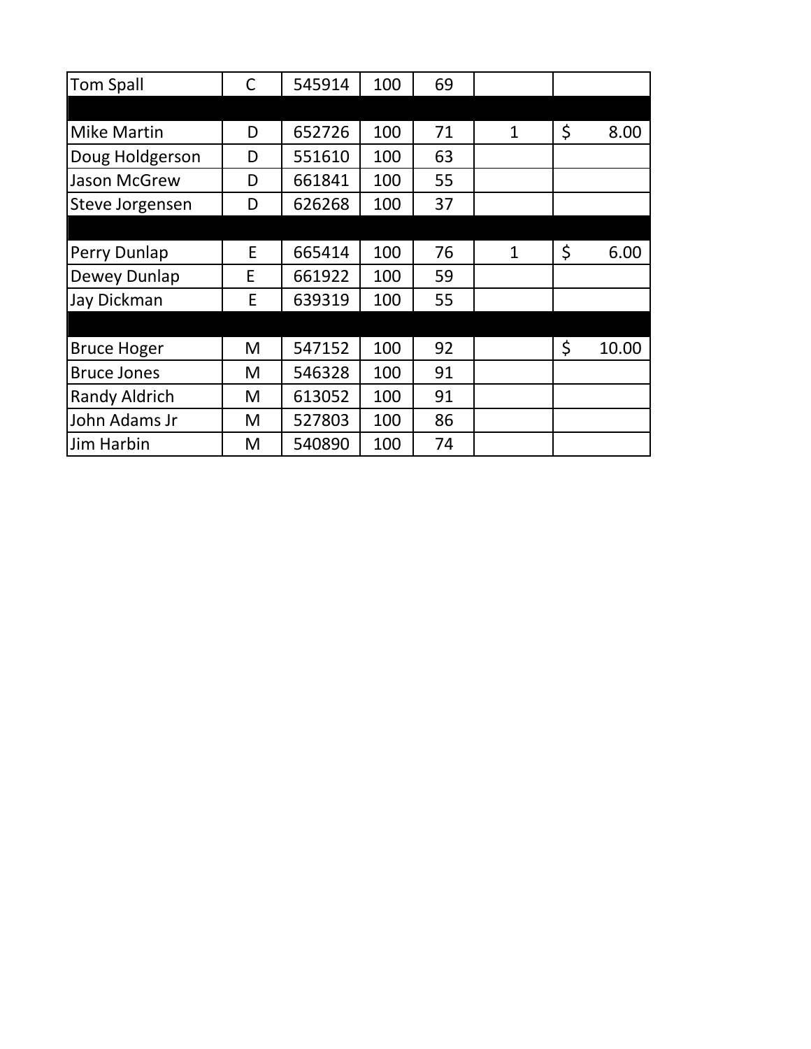| | | | | | | |
|---|---|---|---|---|---|---|
| Tom Spall | C | 545914 | 100 | 69 | | |
| | | | | | | |
| Mike Martin | D | 652726 | 100 | 71 | 1 | $ 8.00 |
| Doug Holdgerson | D | 551610 | 100 | 63 | | |
| Jason McGrew | D | 661841 | 100 | 55 | | |
| Steve Jorgensen | D | 626268 | 100 | 37 | | |
| | | | | | | |
| Perry Dunlap | E | 665414 | 100 | 76 | 1 | $ 6.00 |
| Dewey Dunlap | E | 661922 | 100 | 59 | | |
| Jay Dickman | E | 639319 | 100 | 55 | | |
| | | | | | | |
| Bruce Hoger | M | 547152 | 100 | 92 | | $ 10.00 |
| Bruce Jones | M | 546328 | 100 | 91 | | |
| Randy Aldrich | M | 613052 | 100 | 91 | | |
| John Adams Jr | M | 527803 | 100 | 86 | | |
| Jim Harbin | M | 540890 | 100 | 74 | | |